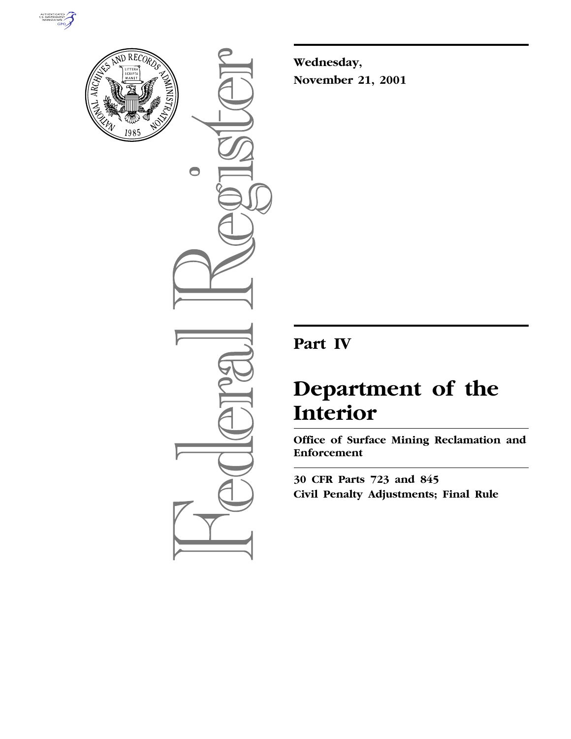**Wednesday,**

**November 21, 2001**

# Part IV

# Department of the Interior

**Office of Surface Mining Reclamation and Enforcement**

**30 CFR Parts 723 and 845**

**Civil Penalty Adjustments; Final Rule**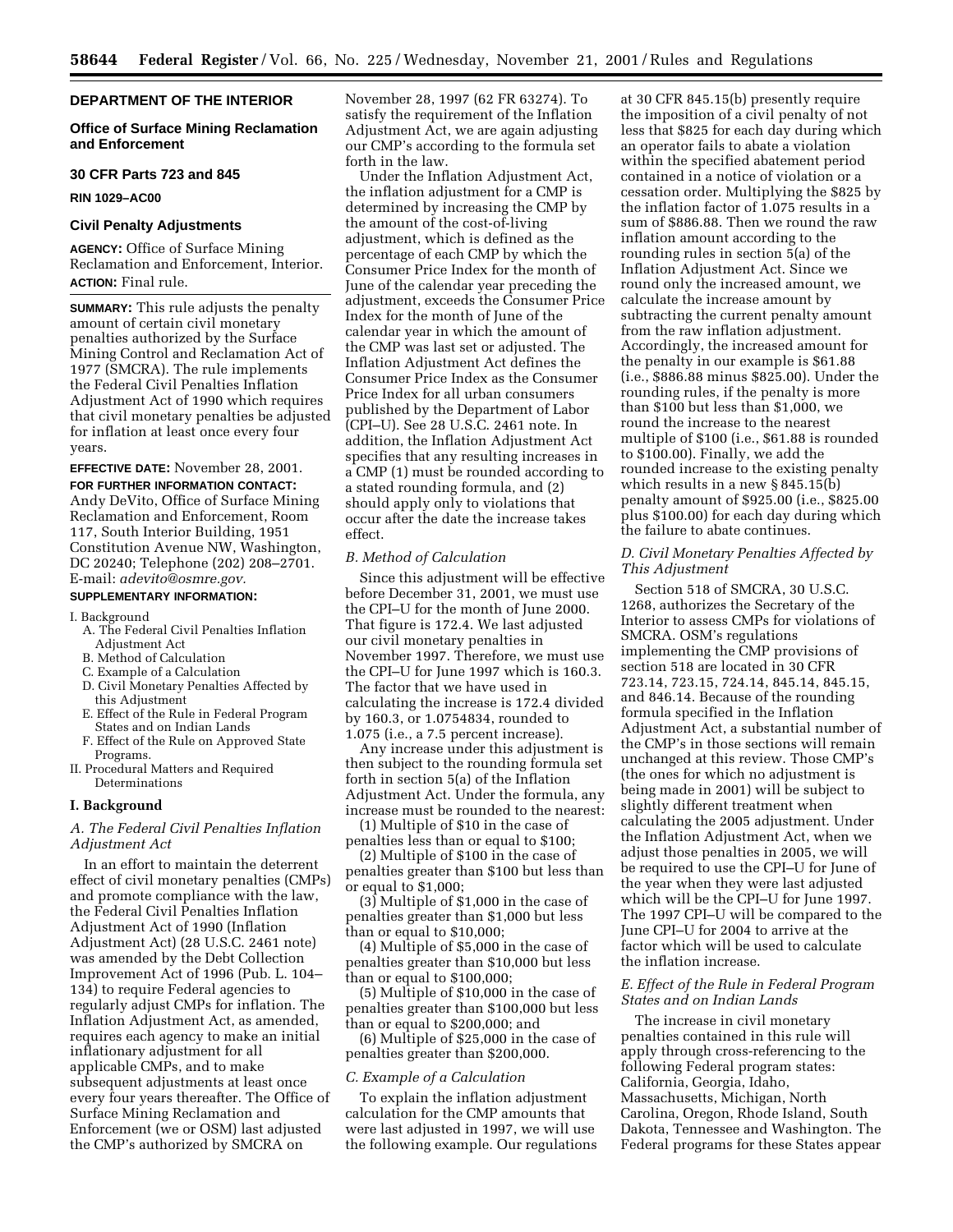## DEPARTMENT OF THE INTERIOR

### Office of Surface Mining Reclamation and Enforcement

### 30 CFR Parts 723 and 845

**RIN 1029–AC00**

### Civil Penalty Adjustments

**AGENCY:** Office of Surface Mining Reclamation and Enforcement, Interior.

**ACTION:** Final rule.

**SUMMARY:** This rule adjusts the penalty amount of certain civil monetary penalties authorized by the Surface Mining Control and Reclamation Act of 1977 (SMCRA). The rule implements the Federal Civil Penalties Inflation Adjustment Act of 1990 which requires that civil monetary penalties be adjusted for inflation at least once every four years.

**EFFECTIVE DATE:** November 28, 2001.

**FOR FURTHER INFORMATION CONTACT:** Andy DeVito, Office of Surface Mining Reclamation and Enforcement, Room 117, South Interior Building, 1951 Constitution Avenue NW, Washington, DC 20240; Telephone (202) 208–2701. E-mail: *adevito@osmre.gov.*

**SUPPLEMENTARY INFORMATION:**

I. Background
- A. The Federal Civil Penalties Inflation Adjustment Act
- B. Method of Calculation
- C. Example of a Calculation
- D. Civil Monetary Penalties Affected by this Adjustment
- E. Effect of the Rule in Federal Program States and on Indian Lands
- F. Effect of the Rule on Approved State Programs.

II. Procedural Matters and Required Determinations

## I. Background

### *A. The Federal Civil Penalties Inflation Adjustment Act*

In an effort to maintain the deterrent effect of civil monetary penalties (CMPs) and promote compliance with the law, the Federal Civil Penalties Inflation Adjustment Act of 1990 (Inflation Adjustment Act) (28 U.S.C. 2461 note) was amended by the Debt Collection Improvement Act of 1996 (Pub. L. 104–134) to require Federal agencies to regularly adjust CMPs for inflation. The Inflation Adjustment Act, as amended, requires each agency to make an initial inflationary adjustment for all applicable CMPs, and to make subsequent adjustments at least once every four years thereafter. The Office of Surface Mining Reclamation and Enforcement (we or OSM) last adjusted the CMP's authorized by SMCRA on November 28, 1997 (62 FR 63274). To satisfy the requirement of the Inflation Adjustment Act, we are again adjusting our CMP's according to the formula set forth in the law.

Under the Inflation Adjustment Act, the inflation adjustment for a CMP is determined by increasing the CMP by the amount of the cost-of-living adjustment, which is defined as the percentage of each CMP by which the Consumer Price Index for the month of June of the calendar year preceding the adjustment, exceeds the Consumer Price Index for the month of June of the calendar year in which the amount of the CMP was last set or adjusted. The Inflation Adjustment Act defines the Consumer Price Index as the Consumer Price Index for all urban consumers published by the Department of Labor (CPI–U). See 28 U.S.C. 2461 note. In addition, the Inflation Adjustment Act specifies that any resulting increases in a CMP (1) must be rounded according to a stated rounding formula, and (2) should apply only to violations that occur after the date the increase takes effect.

### *B. Method of Calculation*

Since this adjustment will be effective before December 31, 2001, we must use the CPI–U for the month of June 2000. That figure is 172.4. We last adjusted our civil monetary penalties in November 1997. Therefore, we must use the CPI–U for June 1997 which is 160.3. The factor that we have used in calculating the increase is 172.4 divided by 160.3, or 1.0754834, rounded to 1.075 (i.e., a 7.5 percent increase).

Any increase under this adjustment is then subject to the rounding formula set forth in section 5(a) of the Inflation Adjustment Act. Under the formula, any increase must be rounded to the nearest:

(1) Multiple of $10 in the case of penalties less than or equal to $100;

(2) Multiple of $100 in the case of penalties greater than $100 but less than or equal to $1,000;

(3) Multiple of $1,000 in the case of penalties greater than $1,000 but less than or equal to $10,000;

(4) Multiple of $5,000 in the case of penalties greater than $10,000 but less than or equal to $100,000;

(5) Multiple of $10,000 in the case of penalties greater than $100,000 but less than or equal to $200,000; and

(6) Multiple of $25,000 in the case of penalties greater than $200,000.

### *C. Example of a Calculation*

To explain the inflation adjustment calculation for the CMP amounts that were last adjusted in 1997, we will use the following example. Our regulations at 30 CFR 845.15(b) presently require the imposition of a civil penalty of not less that $825 for each day during which an operator fails to abate a violation within the specified abatement period contained in a notice of violation or a cessation order. Multiplying the $825 by the inflation factor of 1.075 results in a sum of $886.88. Then we round the raw inflation amount according to the rounding rules in section 5(a) of the Inflation Adjustment Act. Since we round only the increased amount, we calculate the increase amount by subtracting the current penalty amount from the raw inflation adjustment. Accordingly, the increased amount for the penalty in our example is $61.88 (i.e., $886.88 minus $825.00). Under the rounding rules, if the penalty is more than $100 but less than $1,000, we round the increase to the nearest multiple of $100 (i.e., $61.88 is rounded to $100.00). Finally, we add the rounded increase to the existing penalty which results in a new § 845.15(b) penalty amount of $925.00 (i.e., $825.00 plus $100.00) for each day during which the failure to abate continues.

### *D. Civil Monetary Penalties Affected by This Adjustment*

Section 518 of SMCRA, 30 U.S.C. 1268, authorizes the Secretary of the Interior to assess CMPs for violations of SMCRA. OSM's regulations implementing the CMP provisions of section 518 are located in 30 CFR 723.14, 723.15, 724.14, 845.14, 845.15, and 846.14. Because of the rounding formula specified in the Inflation Adjustment Act, a substantial number of the CMP's in those sections will remain unchanged at this review. Those CMP's (the ones for which no adjustment is being made in 2001) will be subject to slightly different treatment when calculating the 2005 adjustment. Under the Inflation Adjustment Act, when we adjust those penalties in 2005, we will be required to use the CPI–U for June of the year when they were last adjusted which will be the CPI–U for June 1997. The 1997 CPI–U will be compared to the June CPI–U for 2004 to arrive at the factor which will be used to calculate the inflation increase.

### *E. Effect of the Rule in Federal Program States and on Indian Lands*

The increase in civil monetary penalties contained in this rule will apply through cross-referencing to the following Federal program states: California, Georgia, Idaho, Massachusetts, Michigan, North Carolina, Oregon, Rhode Island, South Dakota, Tennessee and Washington. The Federal programs for these States appear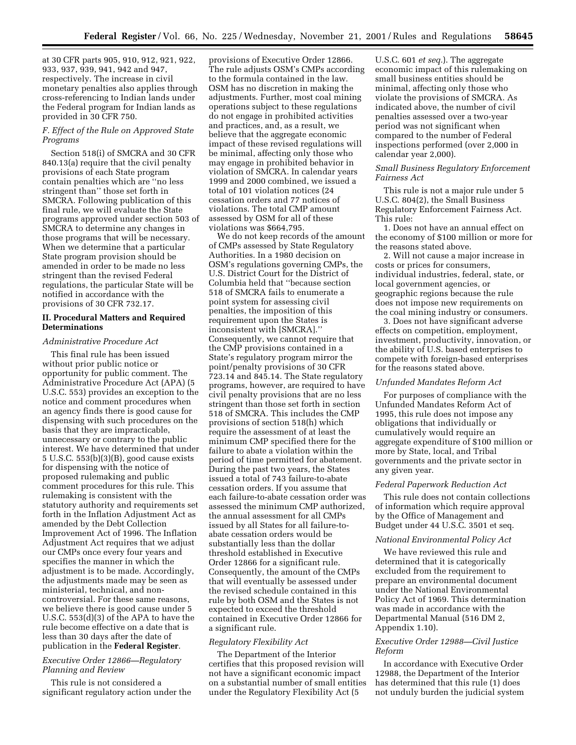at 30 CFR parts 905, 910, 912, 921, 922, 933, 937, 939, 941, 942 and 947, respectively. The increase in civil monetary penalties also applies through cross-referencing to Indian lands under the Federal program for Indian lands as provided in 30 CFR 750.

### *F. Effect of the Rule on Approved State Programs*

Section 518(i) of SMCRA and 30 CFR 840.13(a) require that the civil penalty provisions of each State program contain penalties which are "no less stringent than" those set forth in SMCRA. Following publication of this final rule, we will evaluate the State programs approved under section 503 of SMCRA to determine any changes in those programs that will be necessary. When we determine that a particular State program provision should be amended in order to be made no less stringent than the revised Federal regulations, the particular State will be notified in accordance with the provisions of 30 CFR 732.17.

## II. Procedural Matters and Required Determinations

### *Administrative Procedure Act*

This final rule has been issued without prior public notice or opportunity for public comment. The Administrative Procedure Act (APA) (5 U.S.C. 553) provides an exception to the notice and comment procedures when an agency finds there is good cause for dispensing with such procedures on the basis that they are impracticable, unnecessary or contrary to the public interest. We have determined that under 5 U.S.C. 553(b)(3)(B), good cause exists for dispensing with the notice of proposed rulemaking and public comment procedures for this rule. This rulemaking is consistent with the statutory authority and requirements set forth in the Inflation Adjustment Act as amended by the Debt Collection Improvement Act of 1996. The Inflation Adjustment Act requires that we adjust our CMPs once every four years and specifies the manner in which the adjustment is to be made. Accordingly, the adjustments made may be seen as ministerial, technical, and non-controversial. For these same reasons, we believe there is good cause under 5 U.S.C. 553(d)(3) of the APA to have the rule become effective on a date that is less than 30 days after the date of publication in the **Federal Register**.

### *Executive Order 12866—Regulatory Planning and Review*

This rule is not considered a significant regulatory action under the provisions of Executive Order 12866. The rule adjusts OSM's CMPs according to the formula contained in the law. OSM has no discretion in making the adjustments. Further, most coal mining operations subject to these regulations do not engage in prohibited activities and practices, and, as a result, we believe that the aggregate economic impact of these revised regulations will be minimal, affecting only those who may engage in prohibited behavior in violation of SMCRA. In calendar years 1999 and 2000 combined, we issued a total of 101 violation notices (24 cessation orders and 77 notices of violations. The total CMP amount assessed by OSM for all of these violations was $664,795.

We do not keep records of the amount of CMPs assessed by State Regulatory Authorities. In a 1980 decision on OSM's regulations governing CMPs, the U.S. District Court for the District of Columbia held that "because section 518 of SMCRA fails to enumerate a point system for assessing civil penalties, the imposition of this requirement upon the States is inconsistent with [SMCRA]." Consequently, we cannot require that the CMP provisions contained in a State's regulatory program mirror the point/penalty provisions of 30 CFR 723.14 and 845.14. The State regulatory programs, however, are required to have civil penalty provisions that are no less stringent than those set forth in section 518 of SMCRA. This includes the CMP provisions of section 518(h) which require the assessment of at least the minimum CMP specified there for the failure to abate a violation within the period of time permitted for abatement. During the past two years, the States issued a total of 743 failure-to-abate cessation orders. If you assume that each failure-to-abate cessation order was assessed the minimum CMP authorized, the annual assessment for all CMPs issued by all States for all failure-to-abate cessation orders would be substantially less than the dollar threshold established in Executive Order 12866 for a significant rule. Consequently, the amount of the CMPs that will eventually be assessed under the revised schedule contained in this rule by both OSM and the States is not expected to exceed the threshold contained in Executive Order 12866 for a significant rule.

### *Regulatory Flexibility Act*

The Department of the Interior certifies that this proposed revision will not have a significant economic impact on a substantial number of small entities under the Regulatory Flexibility Act (5 U.S.C. 601 *et seq.*). The aggregate economic impact of this rulemaking on small business entities should be minimal, affecting only those who violate the provisions of SMCRA. As indicated above, the number of civil penalties assessed over a two-year period was not significant when compared to the number of Federal inspections performed (over 2,000 in calendar year 2,000).

### *Small Business Regulatory Enforcement Fairness Act*

This rule is not a major rule under 5 U.S.C. 804(2), the Small Business Regulatory Enforcement Fairness Act. This rule:

1. Does not have an annual effect on the economy of $100 million or more for the reasons stated above.
2. Will not cause a major increase in costs or prices for consumers, individual industries, federal, state, or local government agencies, or geographic regions because the rule does not impose new requirements on the coal mining industry or consumers.
3. Does not have significant adverse effects on competition, employment, investment, productivity, innovation, or the ability of U.S. based enterprises to compete with foreign-based enterprises for the reasons stated above.

### *Unfunded Mandates Reform Act*

For purposes of compliance with the Unfunded Mandates Reform Act of 1995, this rule does not impose any obligations that individually or cumulatively would require an aggregate expenditure of $100 million or more by State, local, and Tribal governments and the private sector in any given year.

### *Federal Paperwork Reduction Act*

This rule does not contain collections of information which require approval by the Office of Management and Budget under 44 U.S.C. 3501 et seq.

### *National Environmental Policy Act*

We have reviewed this rule and determined that it is categorically excluded from the requirement to prepare an environmental document under the National Environmental Policy Act of 1969. This determination was made in accordance with the Departmental Manual (516 DM 2, Appendix 1.10).

### *Executive Order 12988—Civil Justice Reform*

In accordance with Executive Order 12988, the Department of the Interior has determined that this rule (1) does not unduly burden the judicial system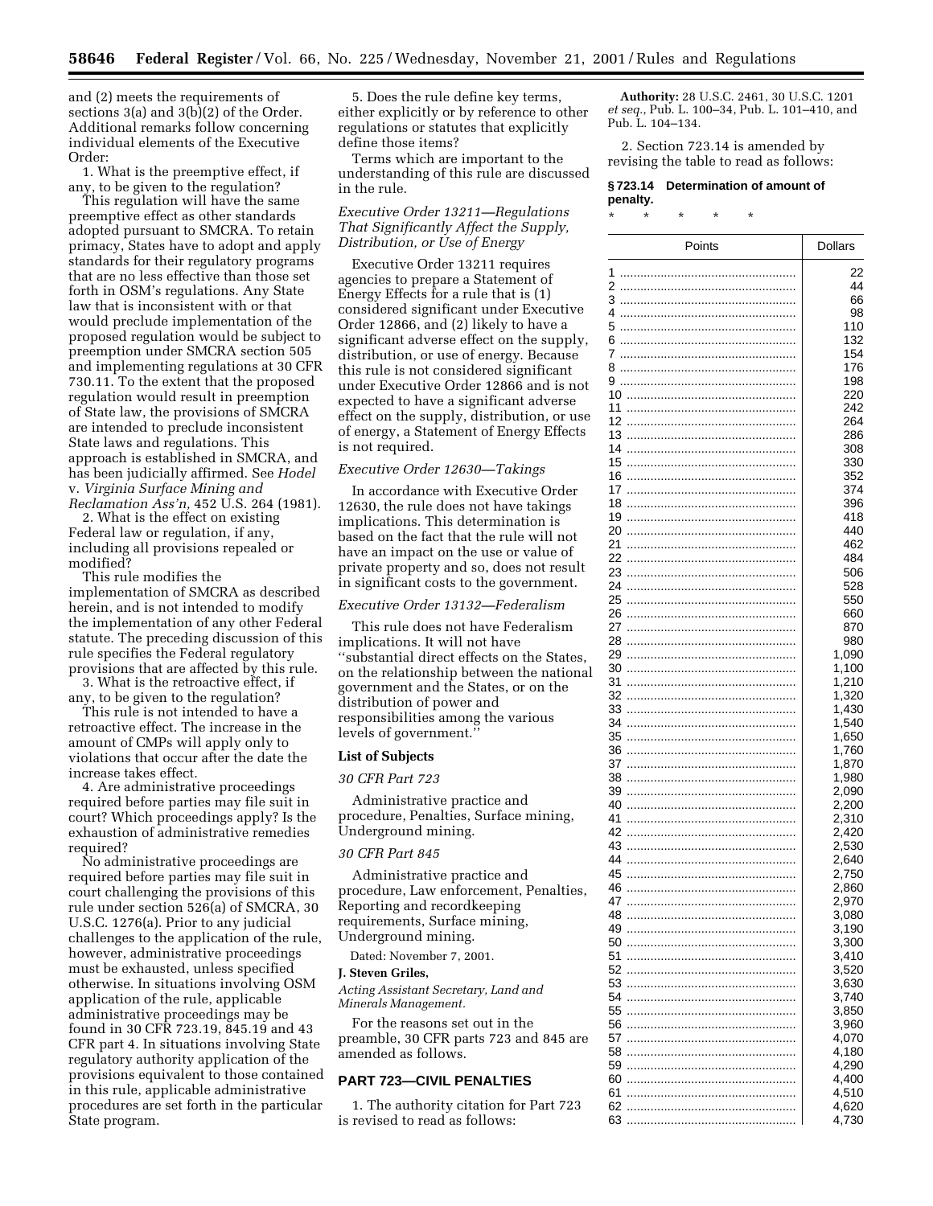and (2) meets the requirements of sections 3(a) and 3(b)(2) of the Order. Additional remarks follow concerning individual elements of the Executive Order:

1. What is the preemptive effect, if any, to be given to the regulation?

This regulation will have the same preemptive effect as other standards adopted pursuant to SMCRA. To retain primacy, States have to adopt and apply standards for their regulatory programs that are no less effective than those set forth in OSM's regulations. Any State law that is inconsistent with or that would preclude implementation of the proposed regulation would be subject to preemption under SMCRA section 505 and implementing regulations at 30 CFR 730.11. To the extent that the proposed regulation would result in preemption of State law, the provisions of SMCRA are intended to preclude inconsistent State laws and regulations. This approach is established in SMCRA, and has been judicially affirmed. See *Hodel* v. *Virginia Surface Mining and Reclamation Ass'n,* 452 U.S. 264 (1981).

2. What is the effect on existing Federal law or regulation, if any, including all provisions repealed or modified?

This rule modifies the implementation of SMCRA as described herein, and is not intended to modify the implementation of any other Federal statute. The preceding discussion of this rule specifies the Federal regulatory provisions that are affected by this rule.

3. What is the retroactive effect, if any, to be given to the regulation?

This rule is not intended to have a retroactive effect. The increase in the amount of CMPs will apply only to violations that occur after the date the increase takes effect.

4. Are administrative proceedings required before parties may file suit in court? Which proceedings apply? Is the exhaustion of administrative remedies required?

No administrative proceedings are required before parties may file suit in court challenging the provisions of this rule under section 526(a) of SMCRA, 30 U.S.C. 1276(a). Prior to any judicial challenges to the application of the rule, however, administrative proceedings must be exhausted, unless specified otherwise. In situations involving OSM application of the rule, applicable administrative proceedings may be found in 30 CFR 723.19, 845.19 and 43 CFR part 4. In situations involving State regulatory authority application of the provisions equivalent to those contained in this rule, applicable administrative procedures are set forth in the particular State program.

5. Does the rule define key terms, either explicitly or by reference to other regulations or statutes that explicitly define those items?

Terms which are important to the understanding of this rule are discussed in the rule.

### *Executive Order 13211—Regulations That Significantly Affect the Supply, Distribution, or Use of Energy*

Executive Order 13211 requires agencies to prepare a Statement of Energy Effects for a rule that is (1) considered significant under Executive Order 12866, and (2) likely to have a significant adverse effect on the supply, distribution, or use of energy. Because this rule is not considered significant under Executive Order 12866 and is not expected to have a significant adverse effect on the supply, distribution, or use of energy, a Statement of Energy Effects is not required.

### *Executive Order 12630—Takings*

In accordance with Executive Order 12630, the rule does not have takings implications. This determination is based on the fact that the rule will not have an impact on the use or value of private property and so, does not result in significant costs to the government.

### *Executive Order 13132—Federalism*

This rule does not have Federalism implications. It will not have "substantial direct effects on the States, on the relationship between the national government and the States, or on the distribution of power and responsibilities among the various levels of government."

## List of Subjects

*30 CFR Part 723*

Administrative practice and procedure, Penalties, Surface mining, Underground mining.

*30 CFR Part 845*

Administrative practice and procedure, Law enforcement, Penalties, Reporting and recordkeeping requirements, Surface mining, Underground mining.

Dated: November 7, 2001.

**J. Steven Griles,**

*Acting Assistant Secretary, Land and Minerals Management.*

For the reasons set out in the preamble, 30 CFR parts 723 and 845 are amended as follows.

## PART 723—CIVIL PENALTIES

1. The authority citation for Part 723 is revised to read as follows:

**Authority:** 28 U.S.C. 2461, 30 U.S.C. 1201 *et seq.*, Pub. L. 100–34, Pub. L. 101–410, and Pub. L. 104–134.

2. Section 723.14 is amended by revising the table to read as follows:

**§ 723.14 Determination of amount of penalty.**

\* \* \* \* \*

| Points | Dollars |
|---|---|
| 1 | 22 |
| 2 | 44 |
| 3 | 66 |
| 4 | 98 |
| 5 | 110 |
| 6 | 132 |
| 7 | 154 |
| 8 | 176 |
| 9 | 198 |
| 10 | 220 |
| 11 | 242 |
| 12 | 264 |
| 13 | 286 |
| 14 | 308 |
| 15 | 330 |
| 16 | 352 |
| 17 | 374 |
| 18 | 396 |
| 19 | 418 |
| 20 | 440 |
| 21 | 462 |
| 22 | 484 |
| 23 | 506 |
| 24 | 528 |
| 25 | 550 |
| 26 | 660 |
| 27 | 870 |
| 28 | 980 |
| 29 | 1,090 |
| 30 | 1,100 |
| 31 | 1,210 |
| 32 | 1,320 |
| 33 | 1,430 |
| 34 | 1,540 |
| 35 | 1,650 |
| 36 | 1,760 |
| 37 | 1,870 |
| 38 | 1,980 |
| 39 | 2,090 |
| 40 | 2,200 |
| 41 | 2,310 |
| 42 | 2,420 |
| 43 | 2,530 |
| 44 | 2,640 |
| 45 | 2,750 |
| 46 | 2,860 |
| 47 | 2,970 |
| 48 | 3,080 |
| 49 | 3,190 |
| 50 | 3,300 |
| 51 | 3,410 |
| 52 | 3,520 |
| 53 | 3,630 |
| 54 | 3,740 |
| 55 | 3,850 |
| 56 | 3,960 |
| 57 | 4,070 |
| 58 | 4,180 |
| 59 | 4,290 |
| 60 | 4,400 |
| 61 | 4,510 |
| 62 | 4,620 |
| 63 | 4,730 |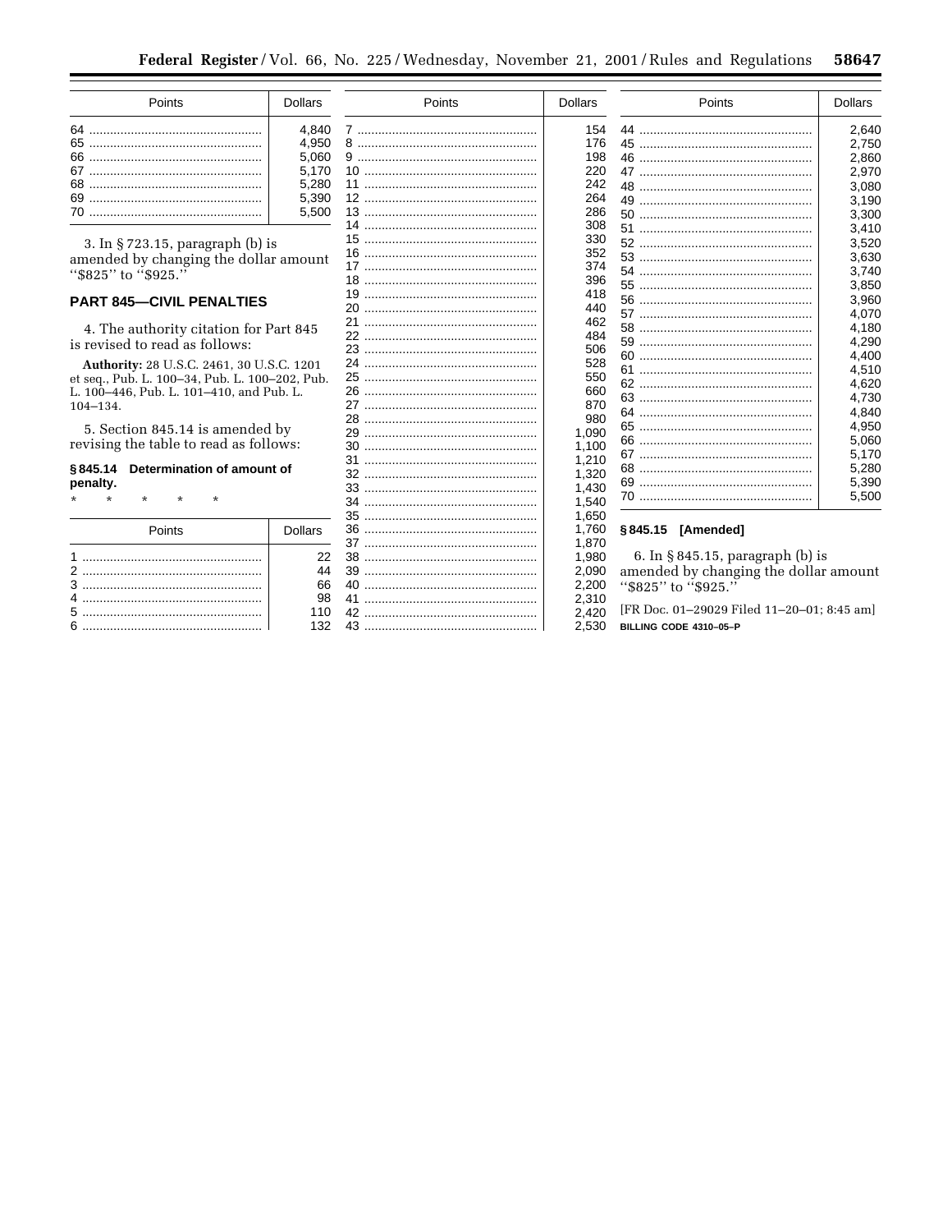| Points | Dollars |
|---|---|
| 64 | 4,840 |
| 65 | 4,950 |
| 66 | 5,060 |
| 67 | 5,170 |
| 68 | 5,280 |
| 69 | 5,390 |
| 70 | 5,500 |

3. In § 723.15, paragraph (b) is amended by changing the dollar amount "$825" to "$925."

## PART 845—CIVIL PENALTIES

4. The authority citation for Part 845 is revised to read as follows:

**Authority:** 28 U.S.C. 2461, 30 U.S.C. 1201 et seq., Pub. L. 100–34, Pub. L. 100–202, Pub. L. 100–446, Pub. L. 101–410, and Pub. L. 104–134.

5. Section 845.14 is amended by revising the table to read as follows:

### § 845.14 Determination of amount of penalty.

\* \* \* \* \*

| Points | Dollars |
|---|---|
| 1 | 22 |
| 2 | 44 |
| 3 | 66 |
| 4 | 98 |
| 5 | 110 |
| 6 | 132 |
| 7 | 154 |
| 8 | 176 |
| 9 | 198 |
| 10 | 220 |
| 11 | 242 |
| 12 | 264 |
| 13 | 286 |
| 14 | 308 |
| 15 | 330 |
| 16 | 352 |
| 17 | 374 |
| 18 | 396 |
| 19 | 418 |
| 20 | 440 |
| 21 | 462 |
| 22 | 484 |
| 23 | 506 |
| 24 | 528 |
| 25 | 550 |
| 26 | 660 |
| 27 | 870 |
| 28 | 980 |
| 29 | 1,090 |
| 30 | 1,100 |
| 31 | 1,210 |
| 32 | 1,320 |
| 33 | 1,430 |
| 34 | 1,540 |
| 35 | 1,650 |
| 36 | 1,760 |
| 37 | 1,870 |
| 38 | 1,980 |
| 39 | 2,090 |
| 40 | 2,200 |
| 41 | 2,310 |
| 42 | 2,420 |
| 43 | 2,530 |
| 44 | 2,640 |
| 45 | 2,750 |
| 46 | 2,860 |
| 47 | 2,970 |
| 48 | 3,080 |
| 49 | 3,190 |
| 50 | 3,300 |
| 51 | 3,410 |
| 52 | 3,520 |
| 53 | 3,630 |
| 54 | 3,740 |
| 55 | 3,850 |
| 56 | 3,960 |
| 57 | 4,070 |
| 58 | 4,180 |
| 59 | 4,290 |
| 60 | 4,400 |
| 61 | 4,510 |
| 62 | 4,620 |
| 63 | 4,730 |
| 64 | 4,840 |
| 65 | 4,950 |
| 66 | 5,060 |
| 67 | 5,170 |
| 68 | 5,280 |
| 69 | 5,390 |
| 70 | 5,500 |

### § 845.15 [Amended]

6. In § 845.15, paragraph (b) is amended by changing the dollar amount "$825" to "$925."

[FR Doc. 01–29029 Filed 11–20–01; 8:45 am]

BILLING CODE 4310–05–P